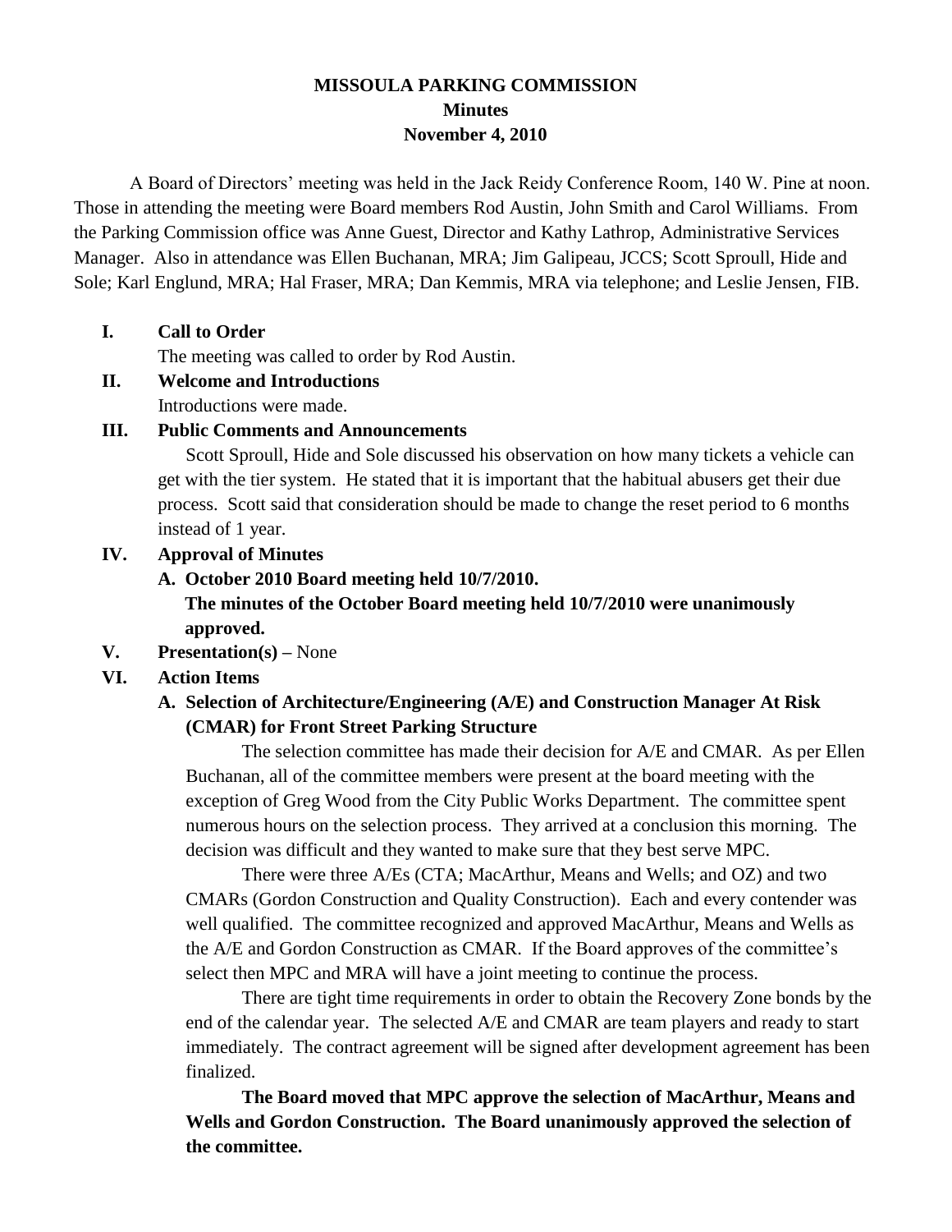# MISSOULA PARKING COMMISSION
## Minutes
## November 4, 2010

A Board of Directors' meeting was held in the Jack Reidy Conference Room, 140 W. Pine at noon. Those in attending the meeting were Board members Rod Austin, John Smith and Carol Williams. From the Parking Commission office was Anne Guest, Director and Kathy Lathrop, Administrative Services Manager. Also in attendance was Ellen Buchanan, MRA; Jim Galipeau, JCCS; Scott Sproull, Hide and Sole; Karl Englund, MRA; Hal Fraser, MRA; Dan Kemmis, MRA via telephone; and Leslie Jensen, FIB.

**I. Call to Order**

The meeting was called to order by Rod Austin.

**II. Welcome and Introductions**

Introductions were made.

**III. Public Comments and Announcements**

Scott Sproull, Hide and Sole discussed his observation on how many tickets a vehicle can get with the tier system. He stated that it is important that the habitual abusers get their due process. Scott said that consideration should be made to change the reset period to 6 months instead of 1 year.

**IV. Approval of Minutes**

**A. October 2010 Board meeting held 10/7/2010.**

**The minutes of the October Board meeting held 10/7/2010 were unanimously approved.**

**V. Presentation(s) –** None

**VI. Action Items**

**A. Selection of Architecture/Engineering (A/E) and Construction Manager At Risk (CMAR) for Front Street Parking Structure**

The selection committee has made their decision for A/E and CMAR. As per Ellen Buchanan, all of the committee members were present at the board meeting with the exception of Greg Wood from the City Public Works Department. The committee spent numerous hours on the selection process. They arrived at a conclusion this morning. The decision was difficult and they wanted to make sure that they best serve MPC.

There were three A/Es (CTA; MacArthur, Means and Wells; and OZ) and two CMARs (Gordon Construction and Quality Construction). Each and every contender was well qualified. The committee recognized and approved MacArthur, Means and Wells as the A/E and Gordon Construction as CMAR. If the Board approves of the committee's select then MPC and MRA will have a joint meeting to continue the process.

There are tight time requirements in order to obtain the Recovery Zone bonds by the end of the calendar year. The selected A/E and CMAR are team players and ready to start immediately. The contract agreement will be signed after development agreement has been finalized.

**The Board moved that MPC approve the selection of MacArthur, Means and Wells and Gordon Construction. The Board unanimously approved the selection of the committee.**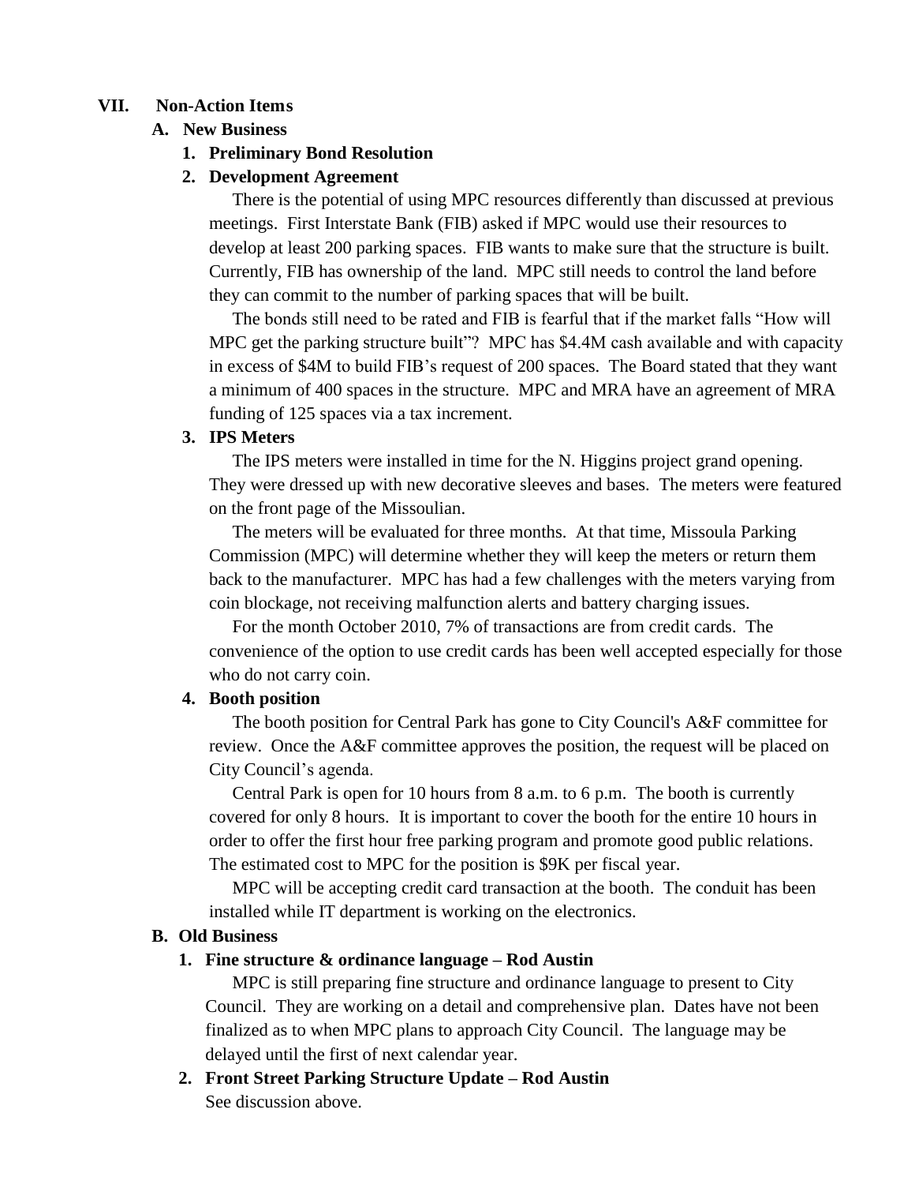## VII. Non-Action Items

### A. New Business

#### 1. Preliminary Bond Resolution

#### 2. Development Agreement

There is the potential of using MPC resources differently than discussed at previous meetings. First Interstate Bank (FIB) asked if MPC would use their resources to develop at least 200 parking spaces. FIB wants to make sure that the structure is built. Currently, FIB has ownership of the land. MPC still needs to control the land before they can commit to the number of parking spaces that will be built.

The bonds still need to be rated and FIB is fearful that if the market falls "How will MPC get the parking structure built"? MPC has $4.4M cash available and with capacity in excess of $4M to build FIB's request of 200 spaces. The Board stated that they want a minimum of 400 spaces in the structure. MPC and MRA have an agreement of MRA funding of 125 spaces via a tax increment.

#### 3. IPS Meters

The IPS meters were installed in time for the N. Higgins project grand opening. They were dressed up with new decorative sleeves and bases. The meters were featured on the front page of the Missoulian.

The meters will be evaluated for three months. At that time, Missoula Parking Commission (MPC) will determine whether they will keep the meters or return them back to the manufacturer. MPC has had a few challenges with the meters varying from coin blockage, not receiving malfunction alerts and battery charging issues.

For the month October 2010, 7% of transactions are from credit cards. The convenience of the option to use credit cards has been well accepted especially for those who do not carry coin.

#### 4. Booth position

The booth position for Central Park has gone to City Council's A&F committee for review. Once the A&F committee approves the position, the request will be placed on City Council's agenda.

Central Park is open for 10 hours from 8 a.m. to 6 p.m. The booth is currently covered for only 8 hours. It is important to cover the booth for the entire 10 hours in order to offer the first hour free parking program and promote good public relations. The estimated cost to MPC for the position is $9K per fiscal year.

MPC will be accepting credit card transaction at the booth. The conduit has been installed while IT department is working on the electronics.

### B. Old Business

#### 1. Fine structure & ordinance language – Rod Austin

MPC is still preparing fine structure and ordinance language to present to City Council. They are working on a detail and comprehensive plan. Dates have not been finalized as to when MPC plans to approach City Council. The language may be delayed until the first of next calendar year.

#### 2. Front Street Parking Structure Update – Rod Austin

See discussion above.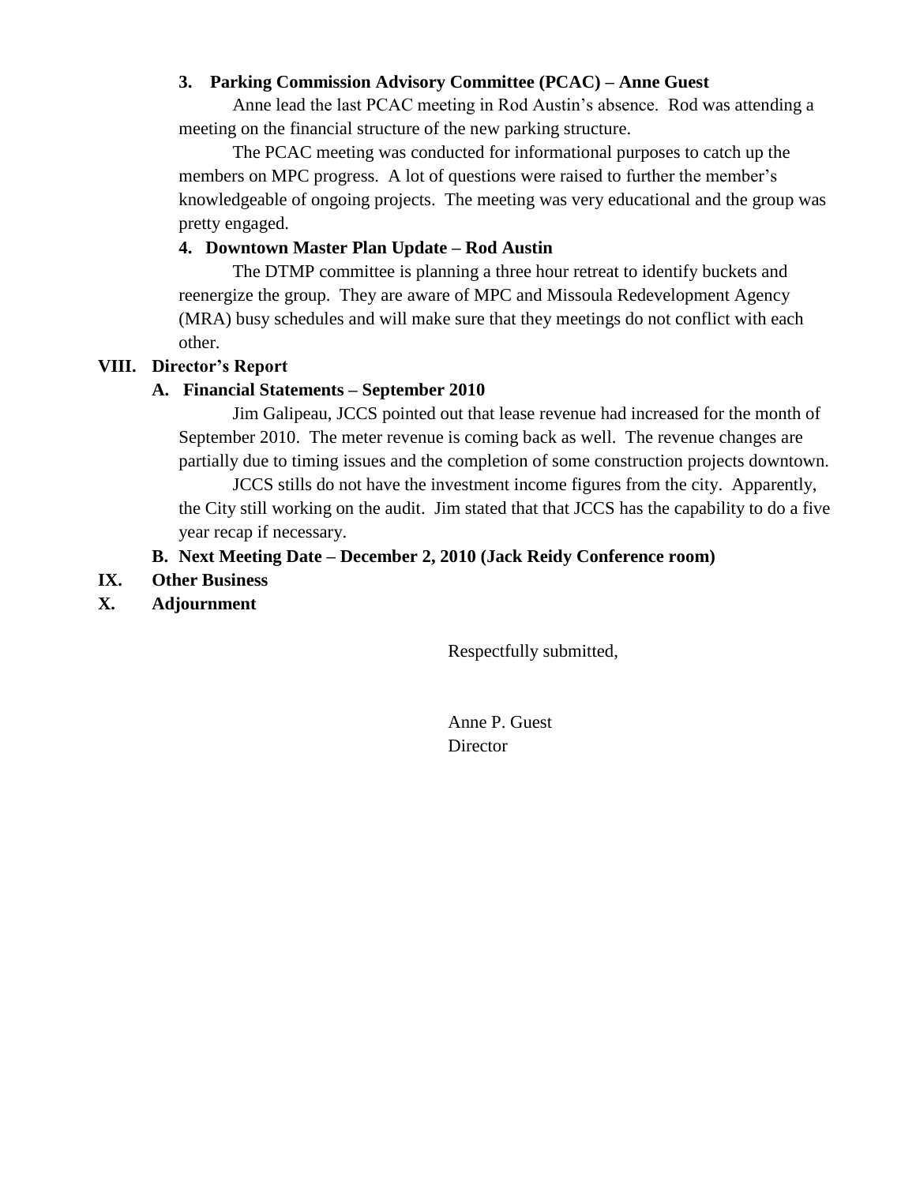**3. Parking Commission Advisory Committee (PCAC) – Anne Guest**

Anne lead the last PCAC meeting in Rod Austin's absence. Rod was attending a meeting on the financial structure of the new parking structure.

The PCAC meeting was conducted for informational purposes to catch up the members on MPC progress. A lot of questions were raised to further the member's knowledgeable of ongoing projects. The meeting was very educational and the group was pretty engaged.

**4. Downtown Master Plan Update – Rod Austin**

The DTMP committee is planning a three hour retreat to identify buckets and reenergize the group. They are aware of MPC and Missoula Redevelopment Agency (MRA) busy schedules and will make sure that they meetings do not conflict with each other.

**VIII. Director's Report**

**A. Financial Statements – September 2010**

Jim Galipeau, JCCS pointed out that lease revenue had increased for the month of September 2010. The meter revenue is coming back as well. The revenue changes are partially due to timing issues and the completion of some construction projects downtown.

JCCS stills do not have the investment income figures from the city. Apparently, the City still working on the audit. Jim stated that that JCCS has the capability to do a five year recap if necessary.

**B. Next Meeting Date – December 2, 2010 (Jack Reidy Conference room)**

**IX. Other Business**

**X. Adjournment**

Respectfully submitted,

Anne P. Guest
Director